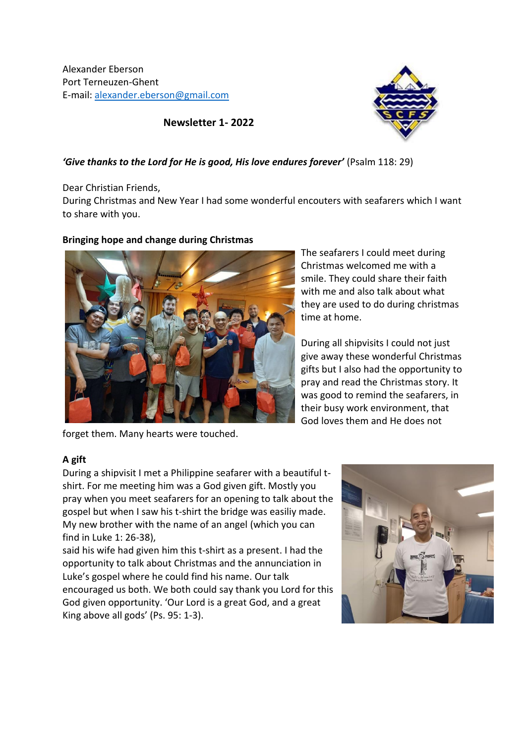Alexander Eberson
Port Terneuzen-Ghent
E-mail: alexander.eberson@gmail.com

**Newsletter 1- 2022**

***'Give thanks to the Lord for He is good, His love endures forever'*** (Psalm 118: 29)

Dear Christian Friends,
During Christmas and New Year I had some wonderful encouters with seafarers which I want to share with you.

**Bringing hope and change during Christmas**

The seafarers I could meet during Christmas welcomed me with a smile. They could share their faith with me and also talk about what they are used to do during christmas time at home.

During all shipvisits I could not just give away these wonderful Christmas gifts but I also had the opportunity to pray and read the Christmas story. It was good to remind the seafarers, in their busy work environment, that God loves them and He does not forget them. Many hearts were touched.

**A gift**

During a shipvisit I met a Philippine seafarer with a beautiful t-shirt. For me meeting him was a God given gift. Mostly you pray when you meet seafarers for an opening to talk about the gospel but when I saw his t-shirt the bridge was easiliy made. My new brother with the name of an angel (which you can find in Luke 1: 26-38),
said his wife had given him this t-shirt as a present. I had the opportunity to talk about Christmas and the annunciation in Luke's gospel where he could find his name. Our talk encouraged us both. We both could say thank you Lord for this God given opportunity. 'Our Lord is a great God, and a great King above all gods' (Ps. 95: 1-3).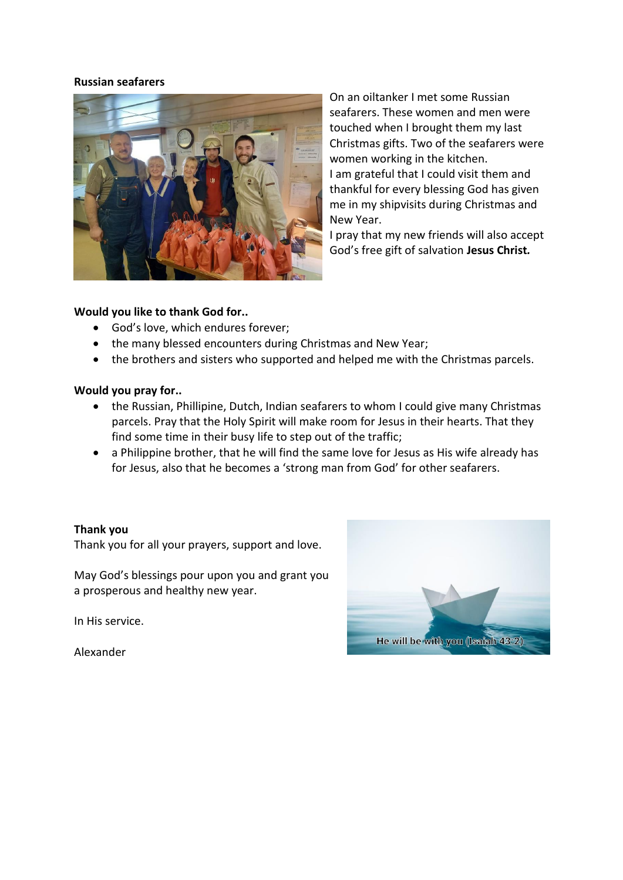**Russian seafarers**

On an oiltanker I met some Russian seafarers. These women and men were touched when I brought them my last Christmas gifts. Two of the seafarers were women working in the kitchen.
I am grateful that I could visit them and thankful for every blessing God has given me in my shipvisits during Christmas and New Year.
I pray that my new friends will also accept God's free gift of salvation ***Jesus Christ.***

**Would you like to thank God for..**

- God's love, which endures forever;
- the many blessed encounters during Christmas and New Year;
- the brothers and sisters who supported and helped me with the Christmas parcels.

**Would you pray for..**

- the Russian, Phillipine, Dutch, Indian seafarers to whom I could give many Christmas parcels. Pray that the Holy Spirit will make room for Jesus in their hearts. That they find some time in their busy life to step out of the traffic;
- a Philippine brother, that he will find the same love for Jesus as His wife already has for Jesus, also that he becomes a 'strong man from God' for other seafarers.

**Thank you**

Thank you for all your prayers, support and love.

May God's blessings pour upon you and grant you a prosperous and healthy new year.

In His service.

Alexander

He will be with you (Isaiah 43:2)